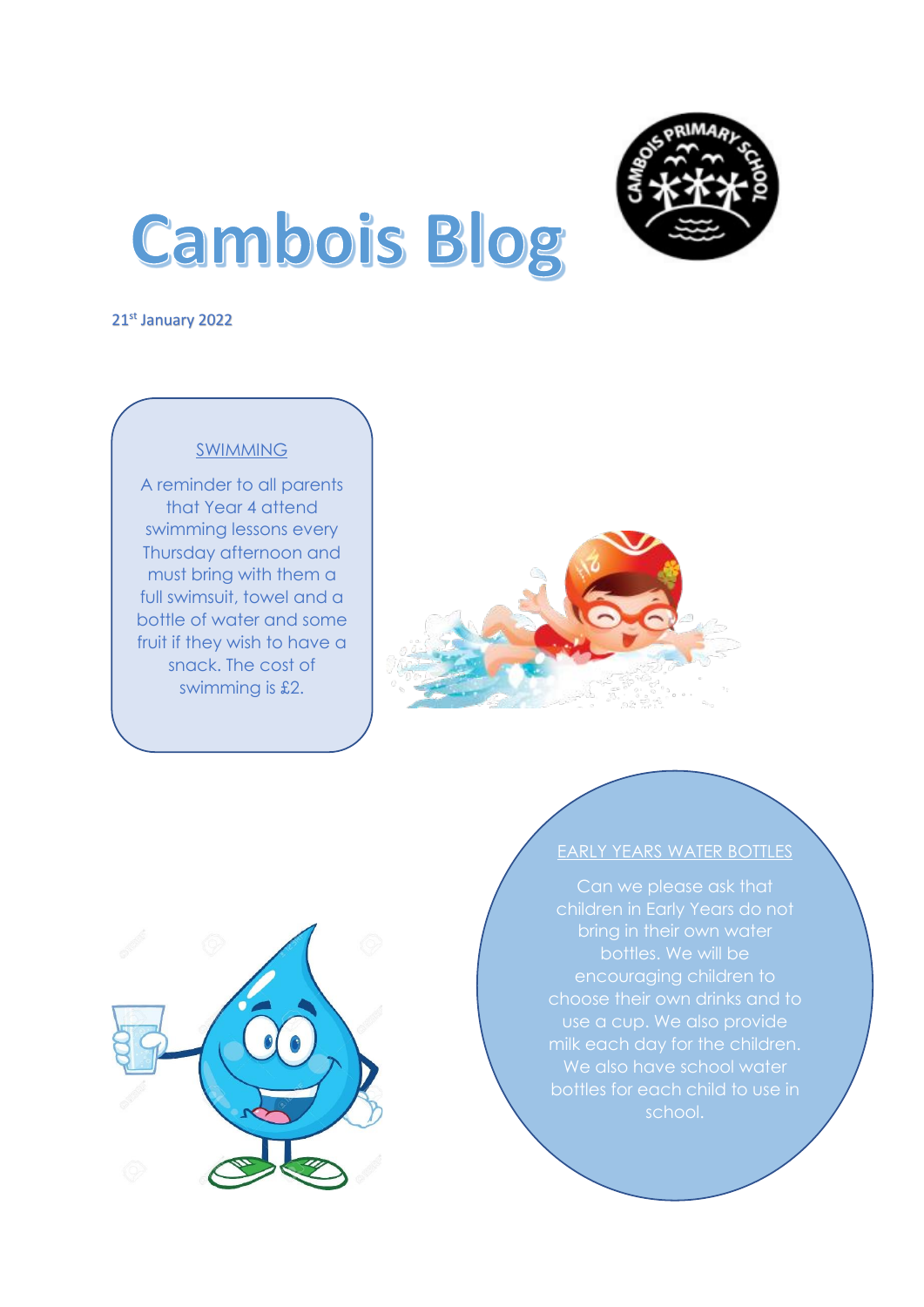# Cambois Blog

21st January 2022

## SWIMMING

A reminder to all parents that Year 4 attend swimming lessons every Thursday afternoon and must bring with them a full swimsuit, towel and a bottle of water and some fruit if they wish to have a snack. The cost of swimming is £2.

## EARLY YEARS WATER BOTTLES

Can we please ask that children in Early Years do not bring in their own water bottles. We will be encouraging children to choose their own drinks and to use a cup. We also provide milk each day for the children. We also have school water bottles for each child to use in school.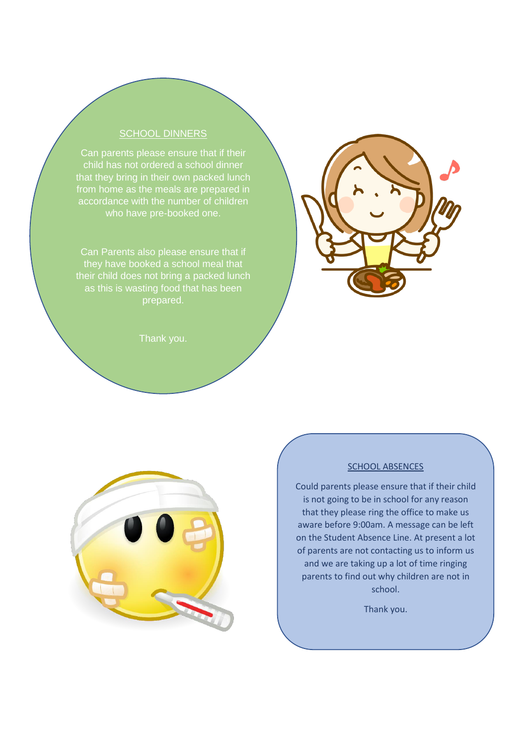## SCHOOL DINNERS

Can parents please ensure that if their child has not ordered a school dinner that they bring in their own packed lunch from home as the meals are prepared in accordance with the number of children who have pre-booked one.

Can Parents also please ensure that if they have booked a school meal that their child does not bring a packed lunch as this is wasting food that has been prepared.

Thank you.

## SCHOOL ABSENCES

Could parents please ensure that if their child is not going to be in school for any reason that they please ring the office to make us aware before 9:00am. A message can be left on the Student Absence Line. At present a lot of parents are not contacting us to inform us and we are taking up a lot of time ringing parents to find out why children are not in school.

Thank you.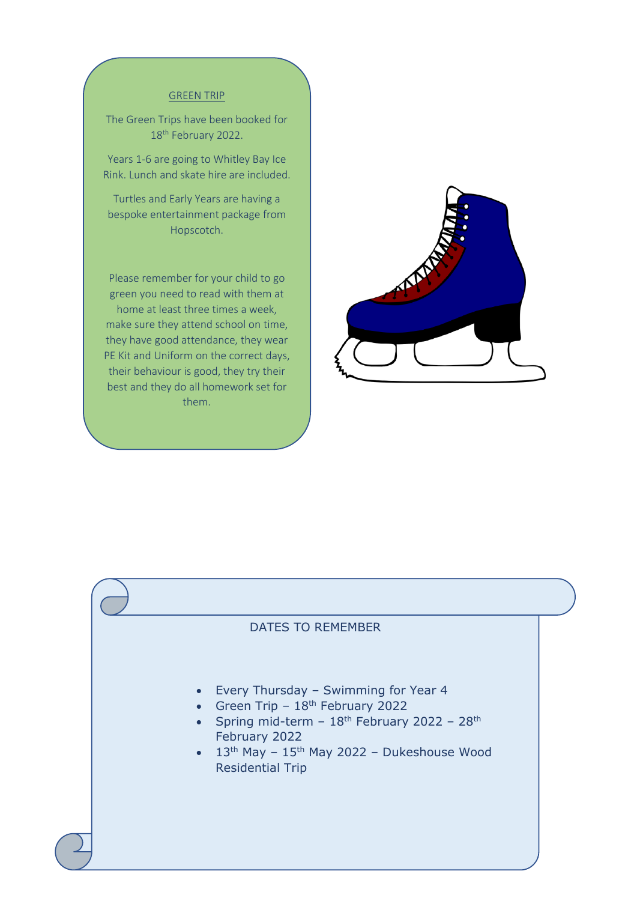## GREEN TRIP

The Green Trips have been booked for 18th February 2022.

Years 1-6 are going to Whitley Bay Ice Rink. Lunch and skate hire are included.

Turtles and Early Years are having a bespoke entertainment package from Hopscotch.

Please remember for your child to go green you need to read with them at home at least three times a week, make sure they attend school on time, they have good attendance, they wear PE Kit and Uniform on the correct days, their behaviour is good, they try their best and they do all homework set for them.

## DATES TO REMEMBER

- Every Thursday – Swimming for Year 4
- Green Trip – 18th February 2022
- Spring mid-term – 18th February 2022 – 28th February 2022
- 13th May – 15th May 2022 – Dukeshouse Wood Residential Trip